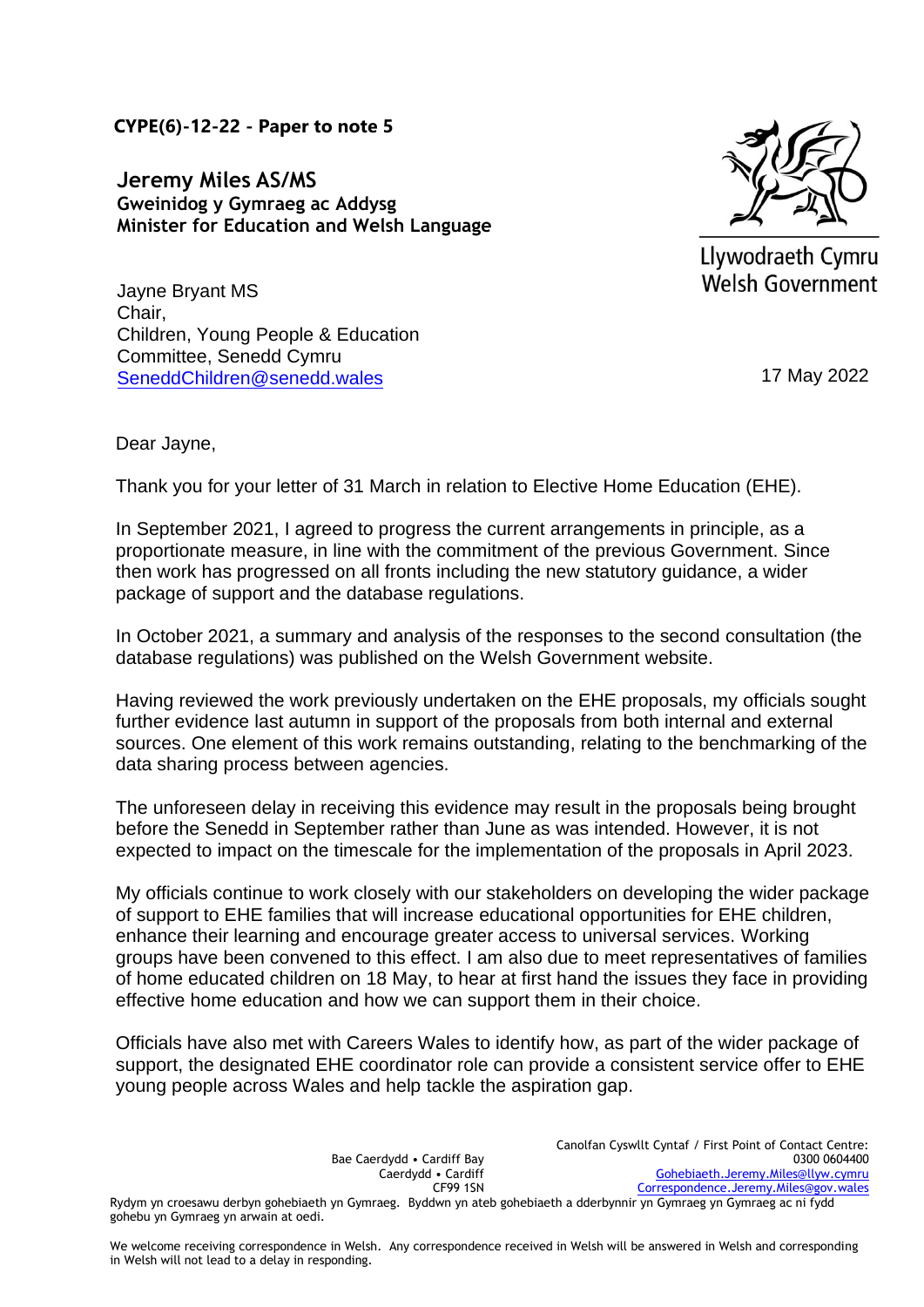**CYPE(6)-12-22 - Paper to note 5**

**Jeremy Miles AS/MS**
**Gweinidog y Gymraeg ac Addysg**
**Minister for Education and Welsh Language**

Llywodraeth Cymru
Welsh Government

Jayne Bryant MS
Chair,
Children, Young People & Education
Committee, Senedd Cymru
SeneddChildren@senedd.wales

17 May 2022

Dear Jayne,

Thank you for your letter of 31 March in relation to Elective Home Education (EHE).

In September 2021, I agreed to progress the current arrangements in principle, as a proportionate measure, in line with the commitment of the previous Government. Since then work has progressed on all fronts including the new statutory guidance, a wider package of support and the database regulations.

In October 2021, a summary and analysis of the responses to the second consultation (the database regulations) was published on the Welsh Government website.

Having reviewed the work previously undertaken on the EHE proposals, my officials sought further evidence last autumn in support of the proposals from both internal and external sources. One element of this work remains outstanding, relating to the benchmarking of the data sharing process between agencies.

The unforeseen delay in receiving this evidence may result in the proposals being brought before the Senedd in September rather than June as was intended. However, it is not expected to impact on the timescale for the implementation of the proposals in April 2023.

My officials continue to work closely with our stakeholders on developing the wider package of support to EHE families that will increase educational opportunities for EHE children, enhance their learning and encourage greater access to universal services. Working groups have been convened to this effect. I am also due to meet representatives of families of home educated children on 18 May, to hear at first hand the issues they face in providing effective home education and how we can support them in their choice.

Officials have also met with Careers Wales to identify how, as part of the wider package of support, the designated EHE coordinator role can provide a consistent service offer to EHE young people across Wales and help tackle the aspiration gap.

Bae Caerdydd • Cardiff Bay
Caerdydd • Cardiff
CF99 1SN

Canolfan Cyswllt Cyntaf / First Point of Contact Centre:
0300 0604400
Gohebiaeth.Jeremy.Miles@llyw.cymru
Correspondence.Jeremy.Miles@gov.wales

Rydym yn croesawu derbyn gohebiaeth yn Gymraeg. Byddwn yn ateb gohebiaeth a dderbynnir yn Gymraeg yn Gymraeg ac ni fydd gohebu yn Gymraeg yn arwain at oedi.

We welcome receiving correspondence in Welsh. Any correspondence received in Welsh will be answered in Welsh and corresponding in Welsh will not lead to a delay in responding.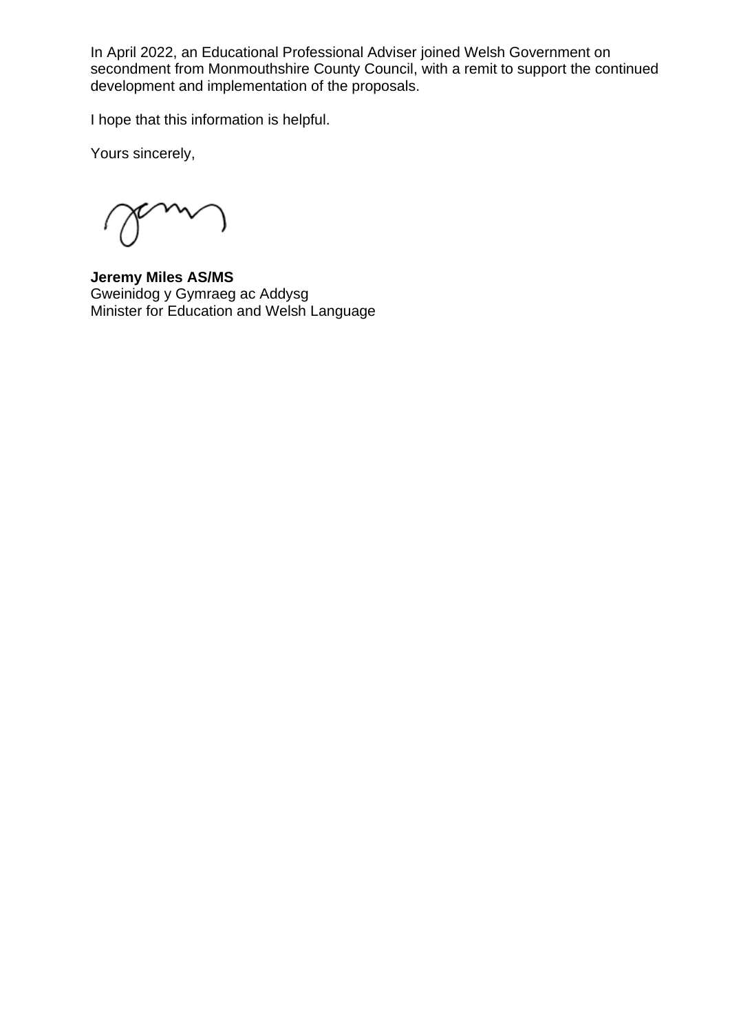In April 2022, an Educational Professional Adviser joined Welsh Government on secondment from Monmouthshire County Council, with a remit to support the continued development and implementation of the proposals.

I hope that this information is helpful.

Yours sincerely,

**Jeremy Miles AS/MS**
Gweinidog y Gymraeg ac Addysg
Minister for Education and Welsh Language